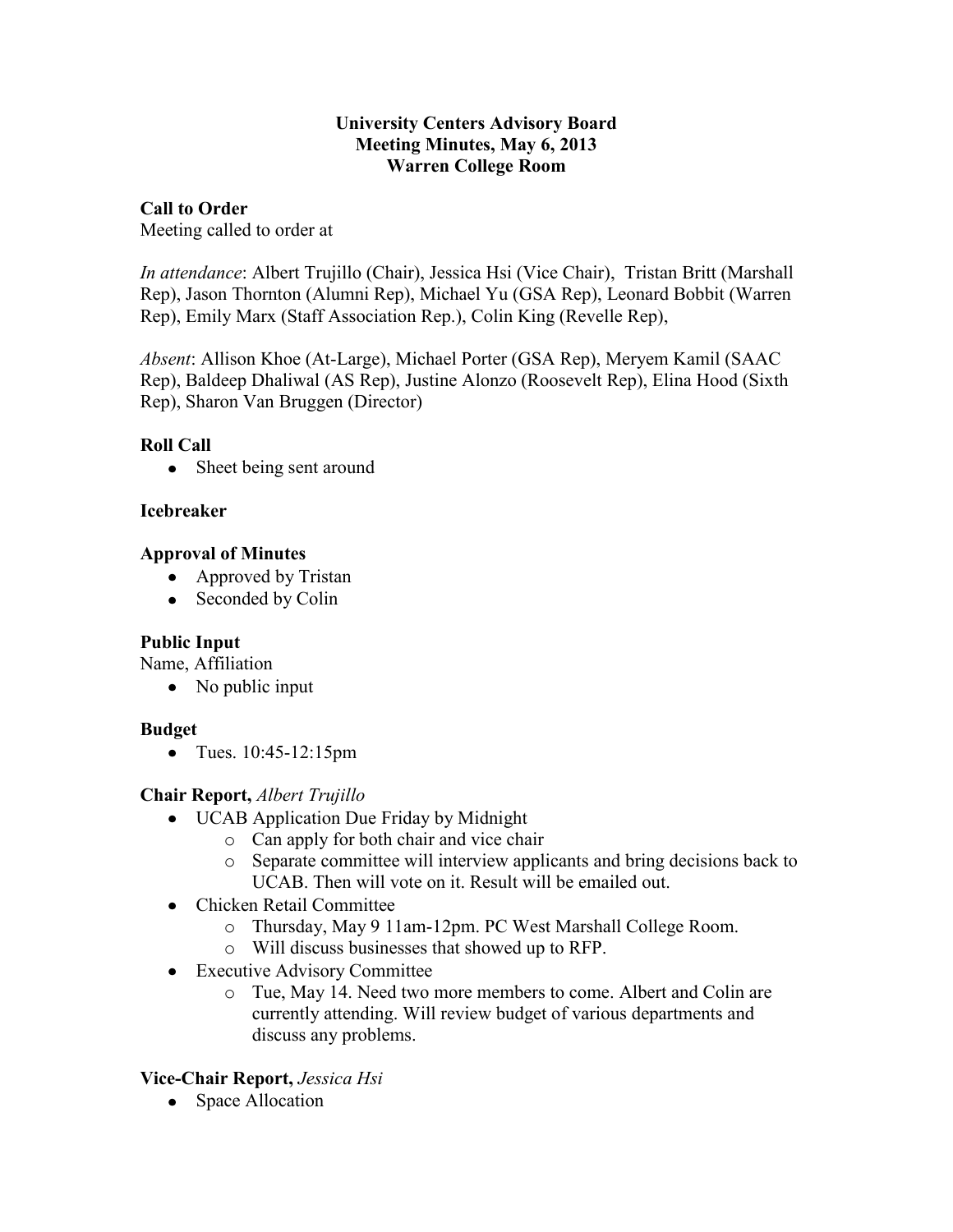# University Centers Advisory Board
## Meeting Minutes, May 6, 2013
## Warren College Room

**Call to Order**

Meeting called to order at

*In attendance*: Albert Trujillo (Chair), Jessica Hsi (Vice Chair), Tristan Britt (Marshall Rep), Jason Thornton (Alumni Rep), Michael Yu (GSA Rep), Leonard Bobbit (Warren Rep), Emily Marx (Staff Association Rep.), Colin King (Revelle Rep),

*Absent*: Allison Khoe (At-Large), Michael Porter (GSA Rep), Meryem Kamil (SAAC Rep), Baldeep Dhaliwal (AS Rep), Justine Alonzo (Roosevelt Rep), Elina Hood (Sixth Rep), Sharon Van Bruggen (Director)

**Roll Call**

- Sheet being sent around

**Icebreaker**

**Approval of Minutes**

- Approved by Tristan
- Seconded by Colin

**Public Input**

Name, Affiliation

- No public input

**Budget**

- Tues. 10:45-12:15pm

**Chair Report,** *Albert Trujillo*

- UCAB Application Due Friday by Midnight
  - Can apply for both chair and vice chair
  - Separate committee will interview applicants and bring decisions back to UCAB. Then will vote on it. Result will be emailed out.
- Chicken Retail Committee
  - Thursday, May 9 11am-12pm. PC West Marshall College Room.
  - Will discuss businesses that showed up to RFP.
- Executive Advisory Committee
  - Tue, May 14. Need two more members to come. Albert and Colin are currently attending. Will review budget of various departments and discuss any problems.

**Vice-Chair Report,** *Jessica Hsi*

- Space Allocation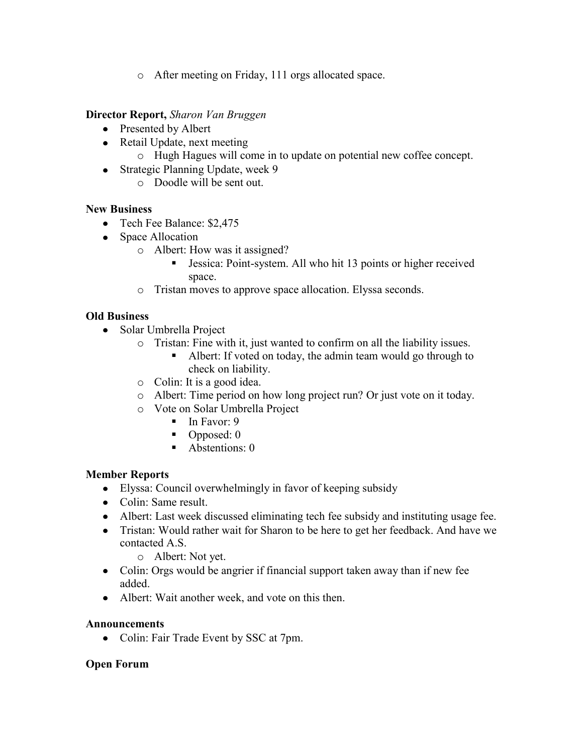- After meeting on Friday, 111 orgs allocated space.

**Director Report,** *Sharon Van Bruggen*

- Presented by Albert
- Retail Update, next meeting
  - Hugh Hagues will come in to update on potential new coffee concept.
- Strategic Planning Update, week 9
  - Doodle will be sent out.

**New Business**

- Tech Fee Balance: $2,475
- Space Allocation
  - Albert: How was it assigned?
    - Jessica: Point-system. All who hit 13 points or higher received space.
  - Tristan moves to approve space allocation. Elyssa seconds.

**Old Business**

- Solar Umbrella Project
  - Tristan: Fine with it, just wanted to confirm on all the liability issues.
    - Albert: If voted on today, the admin team would go through to check on liability.
  - Colin: It is a good idea.
  - Albert: Time period on how long project run? Or just vote on it today.
  - Vote on Solar Umbrella Project
    - In Favor: 9
    - Opposed: 0
    - Abstentions: 0

**Member Reports**

- Elyssa: Council overwhelmingly in favor of keeping subsidy
- Colin: Same result.
- Albert: Last week discussed eliminating tech fee subsidy and instituting usage fee.
- Tristan: Would rather wait for Sharon to be here to get her feedback. And have we contacted A.S.
  - Albert: Not yet.
- Colin: Orgs would be angrier if financial support taken away than if new fee added.
- Albert: Wait another week, and vote on this then.

**Announcements**

- Colin: Fair Trade Event by SSC at 7pm.

**Open Forum**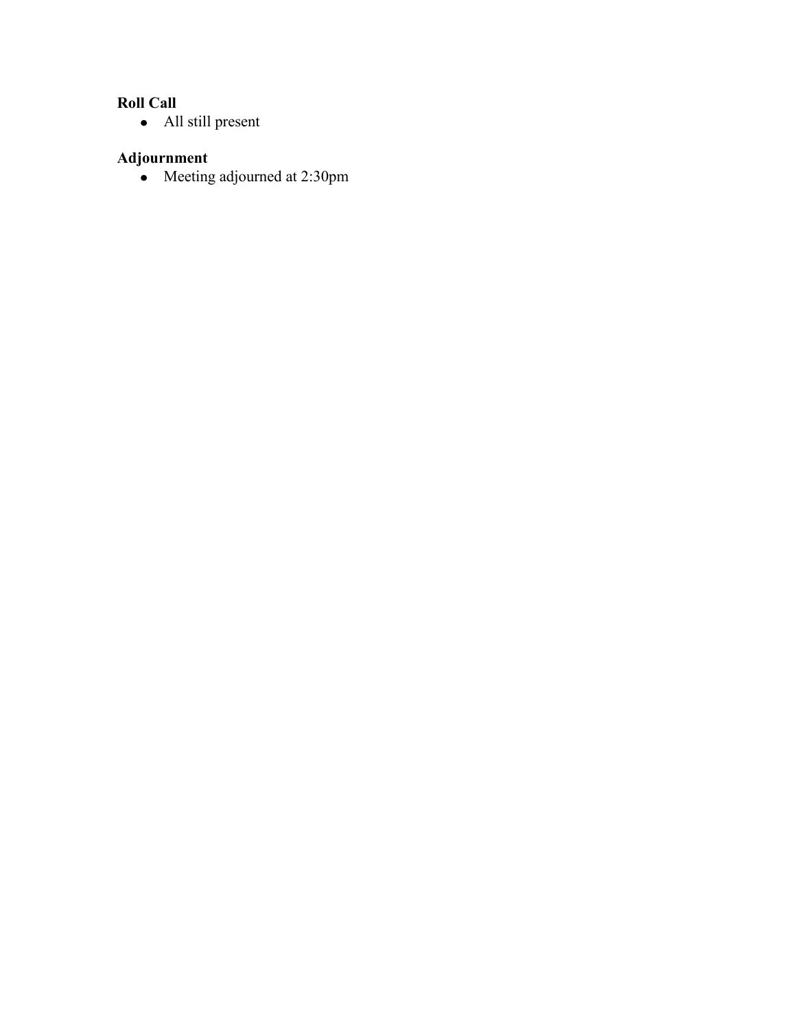**Roll Call**

- All still present

**Adjournment**

- Meeting adjourned at 2:30pm